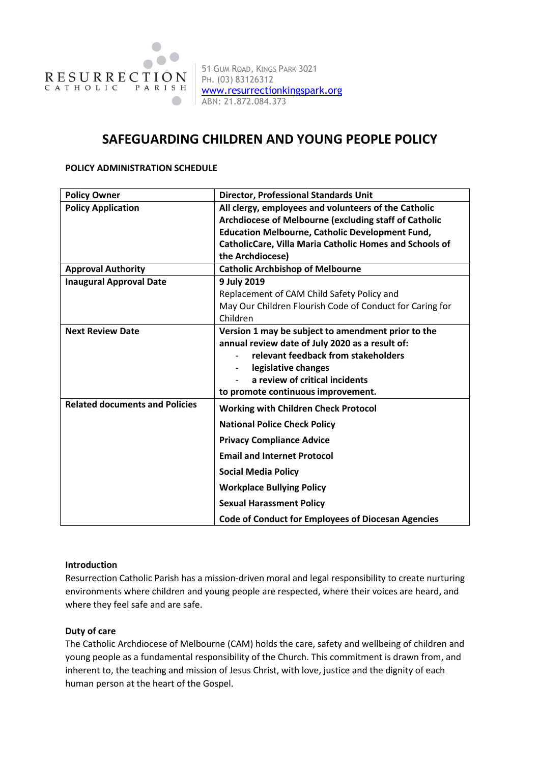RESURRECTION CATHOLIC PARISH

51 Gum Road, Kings Park 3021
Ph. (03) 83126312
www.resurrectionkingspark.org
ABN: 21.872.084.373

# SAFEGUARDING CHILDREN AND YOUNG PEOPLE POLICY

**POLICY ADMINISTRATION SCHEDULE**

| **Policy Owner** | **Director, Professional Standards Unit** |
|---|---|
| **Policy Application** | **All clergy, employees and volunteers of the Catholic Archdiocese of Melbourne (excluding staff of Catholic Education Melbourne, Catholic Development Fund, CatholicCare, Villa Maria Catholic Homes and Schools of the Archdiocese)** |
| **Approval Authority** | **Catholic Archbishop of Melbourne** |
| **Inaugural Approval Date** | **9 July 2019**<br>Replacement of CAM Child Safety Policy and May Our Children Flourish Code of Conduct for Caring for Children |
| **Next Review Date** | **Version 1 may be subject to amendment prior to the annual review date of July 2020 as a result of:**<br>- **relevant feedback from stakeholders**<br>- **legislative changes**<br>- **a review of critical incidents**<br>**to promote continuous improvement.** |
| **Related documents and Policies** | **Working with Children Check Protocol**<br>**National Police Check Policy**<br>**Privacy Compliance Advice**<br>**Email and Internet Protocol**<br>**Social Media Policy**<br>**Workplace Bullying Policy**<br>**Sexual Harassment Policy**<br>**Code of Conduct for Employees of Diocesan Agencies** |

**Introduction**

Resurrection Catholic Parish has a mission-driven moral and legal responsibility to create nurturing environments where children and young people are respected, where their voices are heard, and where they feel safe and are safe.

**Duty of care**

The Catholic Archdiocese of Melbourne (CAM) holds the care, safety and wellbeing of children and young people as a fundamental responsibility of the Church. This commitment is drawn from, and inherent to, the teaching and mission of Jesus Christ, with love, justice and the dignity of each human person at the heart of the Gospel.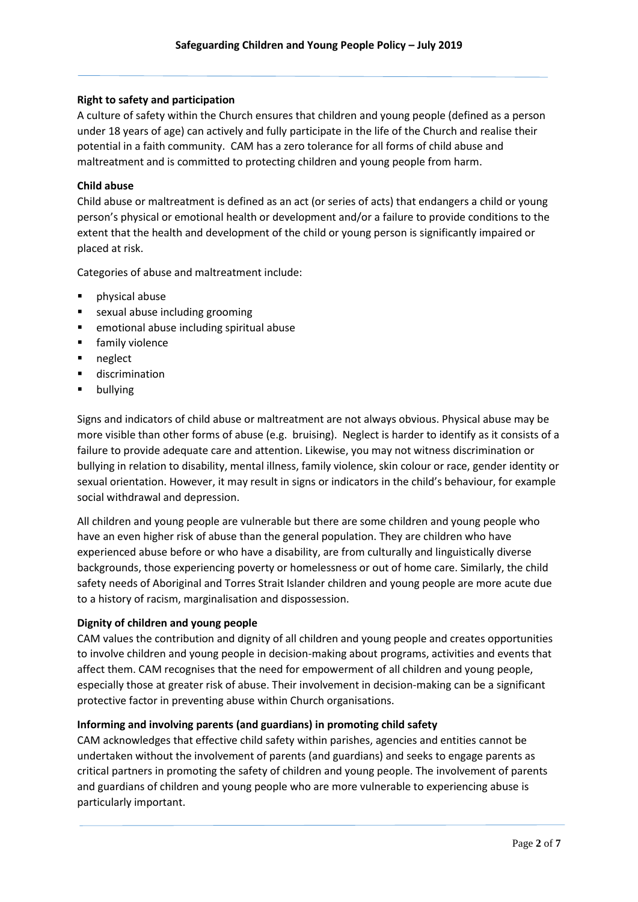**Right to safety and participation**

A culture of safety within the Church ensures that children and young people (defined as a person under 18 years of age) can actively and fully participate in the life of the Church and realise their potential in a faith community. CAM has a zero tolerance for all forms of child abuse and maltreatment and is committed to protecting children and young people from harm.

**Child abuse**

Child abuse or maltreatment is defined as an act (or series of acts) that endangers a child or young person's physical or emotional health or development and/or a failure to provide conditions to the extent that the health and development of the child or young person is significantly impaired or placed at risk.

Categories of abuse and maltreatment include:

- physical abuse
- sexual abuse including grooming
- emotional abuse including spiritual abuse
- family violence
- neglect
- discrimination
- bullying

Signs and indicators of child abuse or maltreatment are not always obvious. Physical abuse may be more visible than other forms of abuse (e.g. bruising). Neglect is harder to identify as it consists of a failure to provide adequate care and attention. Likewise, you may not witness discrimination or bullying in relation to disability, mental illness, family violence, skin colour or race, gender identity or sexual orientation. However, it may result in signs or indicators in the child's behaviour, for example social withdrawal and depression.

All children and young people are vulnerable but there are some children and young people who have an even higher risk of abuse than the general population. They are children who have experienced abuse before or who have a disability, are from culturally and linguistically diverse backgrounds, those experiencing poverty or homelessness or out of home care. Similarly, the child safety needs of Aboriginal and Torres Strait Islander children and young people are more acute due to a history of racism, marginalisation and dispossession.

**Dignity of children and young people**

CAM values the contribution and dignity of all children and young people and creates opportunities to involve children and young people in decision-making about programs, activities and events that affect them. CAM recognises that the need for empowerment of all children and young people, especially those at greater risk of abuse. Their involvement in decision-making can be a significant protective factor in preventing abuse within Church organisations.

**Informing and involving parents (and guardians) in promoting child safety**

CAM acknowledges that effective child safety within parishes, agencies and entities cannot be undertaken without the involvement of parents (and guardians) and seeks to engage parents as critical partners in promoting the safety of children and young people. The involvement of parents and guardians of children and young people who are more vulnerable to experiencing abuse is particularly important.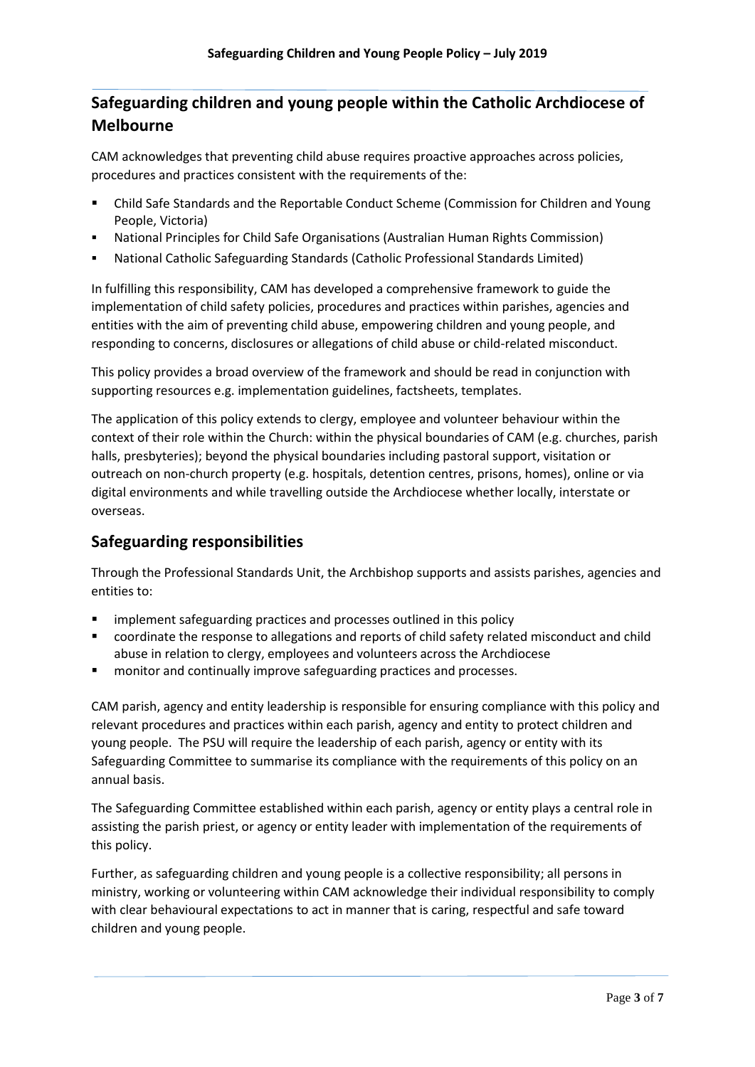## Safeguarding children and young people within the Catholic Archdiocese of Melbourne

CAM acknowledges that preventing child abuse requires proactive approaches across policies, procedures and practices consistent with the requirements of the:

- Child Safe Standards and the Reportable Conduct Scheme (Commission for Children and Young People, Victoria)
- National Principles for Child Safe Organisations (Australian Human Rights Commission)
- National Catholic Safeguarding Standards (Catholic Professional Standards Limited)

In fulfilling this responsibility, CAM has developed a comprehensive framework to guide the implementation of child safety policies, procedures and practices within parishes, agencies and entities with the aim of preventing child abuse, empowering children and young people, and responding to concerns, disclosures or allegations of child abuse or child-related misconduct.

This policy provides a broad overview of the framework and should be read in conjunction with supporting resources e.g. implementation guidelines, factsheets, templates.

The application of this policy extends to clergy, employee and volunteer behaviour within the context of their role within the Church: within the physical boundaries of CAM (e.g. churches, parish halls, presbyteries); beyond the physical boundaries including pastoral support, visitation or outreach on non-church property (e.g. hospitals, detention centres, prisons, homes), online or via digital environments and while travelling outside the Archdiocese whether locally, interstate or overseas.

## Safeguarding responsibilities

Through the Professional Standards Unit, the Archbishop supports and assists parishes, agencies and entities to:

- implement safeguarding practices and processes outlined in this policy
- coordinate the response to allegations and reports of child safety related misconduct and child abuse in relation to clergy, employees and volunteers across the Archdiocese
- monitor and continually improve safeguarding practices and processes.

CAM parish, agency and entity leadership is responsible for ensuring compliance with this policy and relevant procedures and practices within each parish, agency and entity to protect children and young people. The PSU will require the leadership of each parish, agency or entity with its Safeguarding Committee to summarise its compliance with the requirements of this policy on an annual basis.

The Safeguarding Committee established within each parish, agency or entity plays a central role in assisting the parish priest, or agency or entity leader with implementation of the requirements of this policy.

Further, as safeguarding children and young people is a collective responsibility; all persons in ministry, working or volunteering within CAM acknowledge their individual responsibility to comply with clear behavioural expectations to act in manner that is caring, respectful and safe toward children and young people.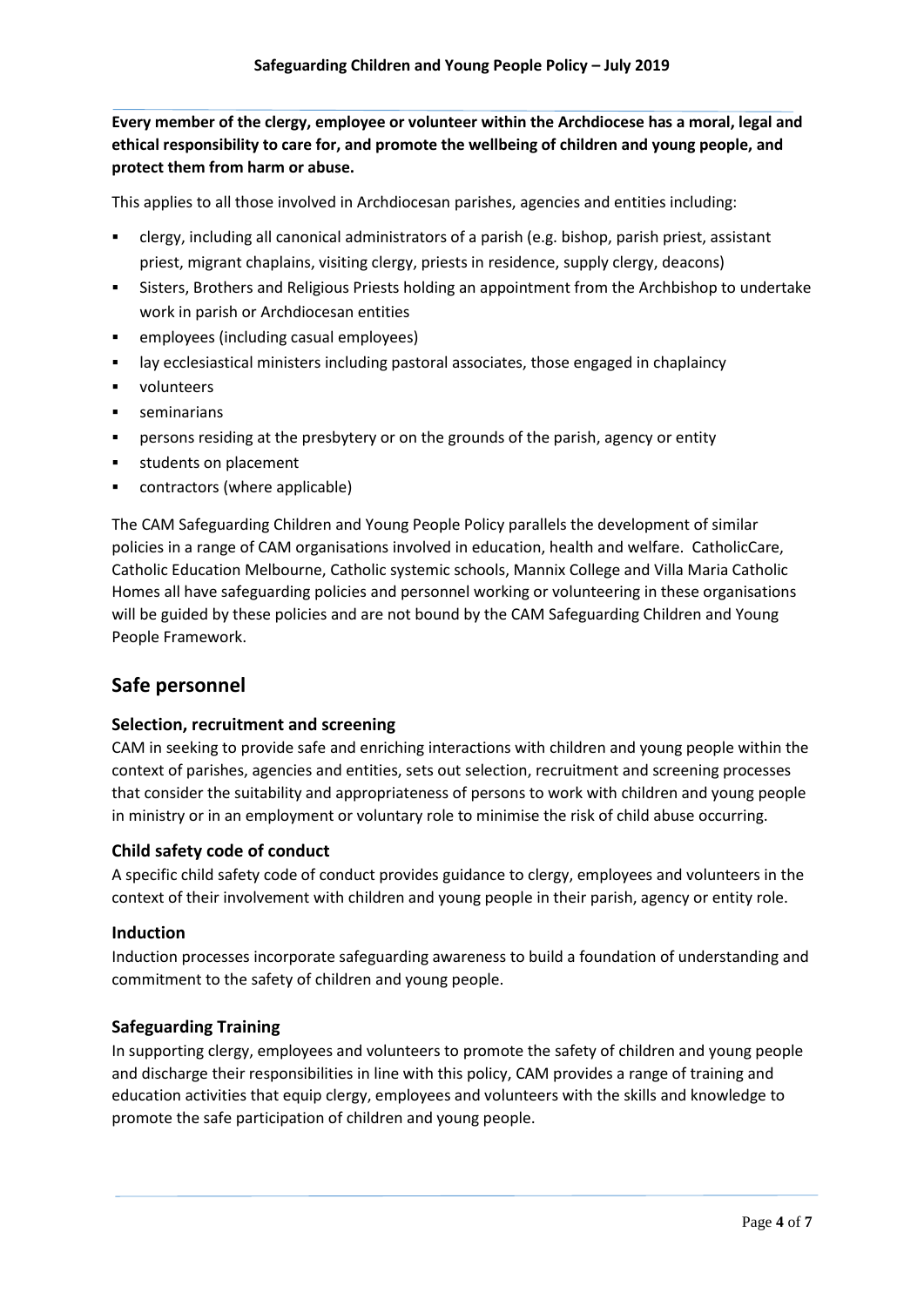**Every member of the clergy, employee or volunteer within the Archdiocese has a moral, legal and ethical responsibility to care for, and promote the wellbeing of children and young people, and protect them from harm or abuse.**

This applies to all those involved in Archdiocesan parishes, agencies and entities including:

- clergy, including all canonical administrators of a parish (e.g. bishop, parish priest, assistant priest, migrant chaplains, visiting clergy, priests in residence, supply clergy, deacons)
- Sisters, Brothers and Religious Priests holding an appointment from the Archbishop to undertake work in parish or Archdiocesan entities
- employees (including casual employees)
- lay ecclesiastical ministers including pastoral associates, those engaged in chaplaincy
- volunteers
- seminarians
- persons residing at the presbytery or on the grounds of the parish, agency or entity
- students on placement
- contractors (where applicable)

The CAM Safeguarding Children and Young People Policy parallels the development of similar policies in a range of CAM organisations involved in education, health and welfare. CatholicCare, Catholic Education Melbourne, Catholic systemic schools, Mannix College and Villa Maria Catholic Homes all have safeguarding policies and personnel working or volunteering in these organisations will be guided by these policies and are not bound by the CAM Safeguarding Children and Young People Framework.

## Safe personnel

### Selection, recruitment and screening

CAM in seeking to provide safe and enriching interactions with children and young people within the context of parishes, agencies and entities, sets out selection, recruitment and screening processes that consider the suitability and appropriateness of persons to work with children and young people in ministry or in an employment or voluntary role to minimise the risk of child abuse occurring.

### Child safety code of conduct

A specific child safety code of conduct provides guidance to clergy, employees and volunteers in the context of their involvement with children and young people in their parish, agency or entity role.

### Induction

Induction processes incorporate safeguarding awareness to build a foundation of understanding and commitment to the safety of children and young people.

### Safeguarding Training

In supporting clergy, employees and volunteers to promote the safety of children and young people and discharge their responsibilities in line with this policy, CAM provides a range of training and education activities that equip clergy, employees and volunteers with the skills and knowledge to promote the safe participation of children and young people.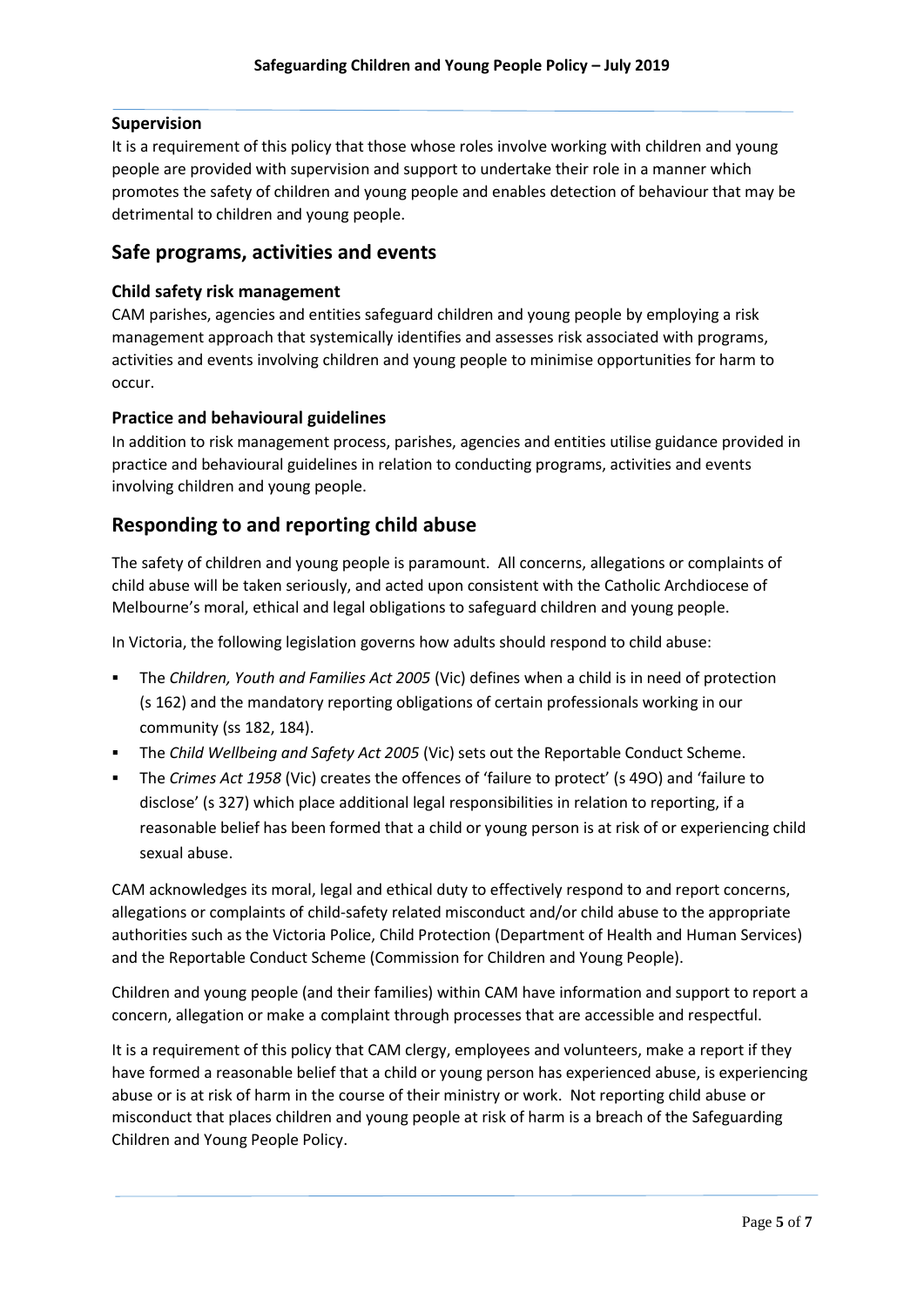### Supervision

It is a requirement of this policy that those whose roles involve working with children and young people are provided with supervision and support to undertake their role in a manner which promotes the safety of children and young people and enables detection of behaviour that may be detrimental to children and young people.

## Safe programs, activities and events

### Child safety risk management

CAM parishes, agencies and entities safeguard children and young people by employing a risk management approach that systemically identifies and assesses risk associated with programs, activities and events involving children and young people to minimise opportunities for harm to occur.

### Practice and behavioural guidelines

In addition to risk management process, parishes, agencies and entities utilise guidance provided in practice and behavioural guidelines in relation to conducting programs, activities and events involving children and young people.

## Responding to and reporting child abuse

The safety of children and young people is paramount. All concerns, allegations or complaints of child abuse will be taken seriously, and acted upon consistent with the Catholic Archdiocese of Melbourne's moral, ethical and legal obligations to safeguard children and young people.

In Victoria, the following legislation governs how adults should respond to child abuse:

- The *Children, Youth and Families Act 2005* (Vic) defines when a child is in need of protection (s 162) and the mandatory reporting obligations of certain professionals working in our community (ss 182, 184).
- The *Child Wellbeing and Safety Act 2005* (Vic) sets out the Reportable Conduct Scheme.
- The *Crimes Act 1958* (Vic) creates the offences of 'failure to protect' (s 49O) and 'failure to disclose' (s 327) which place additional legal responsibilities in relation to reporting, if a reasonable belief has been formed that a child or young person is at risk of or experiencing child sexual abuse.

CAM acknowledges its moral, legal and ethical duty to effectively respond to and report concerns, allegations or complaints of child-safety related misconduct and/or child abuse to the appropriate authorities such as the Victoria Police, Child Protection (Department of Health and Human Services) and the Reportable Conduct Scheme (Commission for Children and Young People).

Children and young people (and their families) within CAM have information and support to report a concern, allegation or make a complaint through processes that are accessible and respectful.

It is a requirement of this policy that CAM clergy, employees and volunteers, make a report if they have formed a reasonable belief that a child or young person has experienced abuse, is experiencing abuse or is at risk of harm in the course of their ministry or work. Not reporting child abuse or misconduct that places children and young people at risk of harm is a breach of the Safeguarding Children and Young People Policy.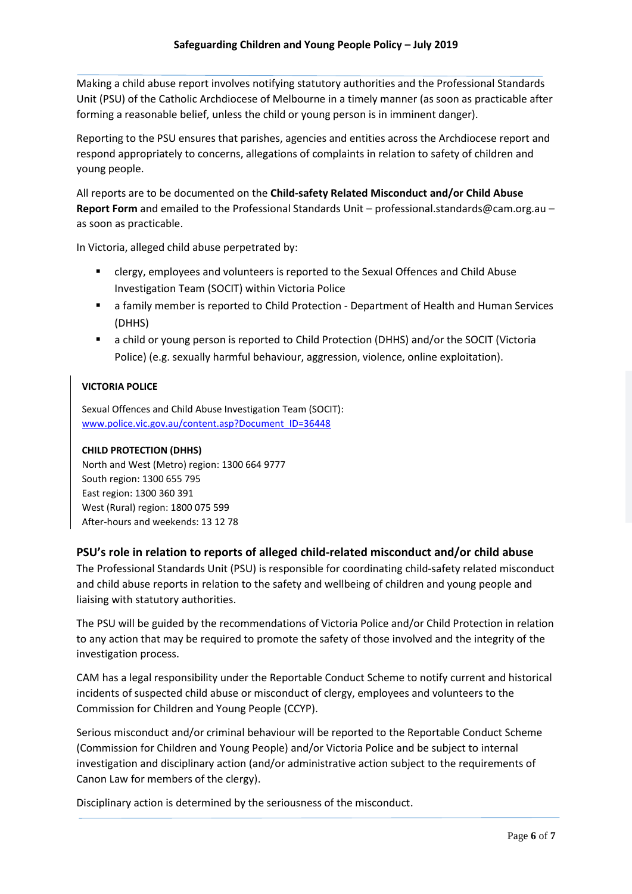Making a child abuse report involves notifying statutory authorities and the Professional Standards Unit (PSU) of the Catholic Archdiocese of Melbourne in a timely manner (as soon as practicable after forming a reasonable belief, unless the child or young person is in imminent danger).

Reporting to the PSU ensures that parishes, agencies and entities across the Archdiocese report and respond appropriately to concerns, allegations of complaints in relation to safety of children and young people.

All reports are to be documented on the **Child-safety Related Misconduct and/or Child Abuse Report Form** and emailed to the Professional Standards Unit – professional.standards@cam.org.au – as soon as practicable.

In Victoria, alleged child abuse perpetrated by:

- clergy, employees and volunteers is reported to the Sexual Offences and Child Abuse Investigation Team (SOCIT) within Victoria Police
- a family member is reported to Child Protection - Department of Health and Human Services (DHHS)
- a child or young person is reported to Child Protection (DHHS) and/or the SOCIT (Victoria Police) (e.g. sexually harmful behaviour, aggression, violence, online exploitation).

**VICTORIA POLICE**

Sexual Offences and Child Abuse Investigation Team (SOCIT):
[www.police.vic.gov.au/content.asp?Document_ID=36448](www.police.vic.gov.au/content.asp?Document_ID=36448)

**CHILD PROTECTION (DHHS)**
North and West (Metro) region: 1300 664 9777
South region: 1300 655 795
East region: 1300 360 391
West (Rural) region: 1800 075 599
After-hours and weekends: 13 12 78

### PSU's role in relation to reports of alleged child-related misconduct and/or child abuse

The Professional Standards Unit (PSU) is responsible for coordinating child-safety related misconduct and child abuse reports in relation to the safety and wellbeing of children and young people and liaising with statutory authorities.

The PSU will be guided by the recommendations of Victoria Police and/or Child Protection in relation to any action that may be required to promote the safety of those involved and the integrity of the investigation process.

CAM has a legal responsibility under the Reportable Conduct Scheme to notify current and historical incidents of suspected child abuse or misconduct of clergy, employees and volunteers to the Commission for Children and Young People (CCYP).

Serious misconduct and/or criminal behaviour will be reported to the Reportable Conduct Scheme (Commission for Children and Young People) and/or Victoria Police and be subject to internal investigation and disciplinary action (and/or administrative action subject to the requirements of Canon Law for members of the clergy).

Disciplinary action is determined by the seriousness of the misconduct.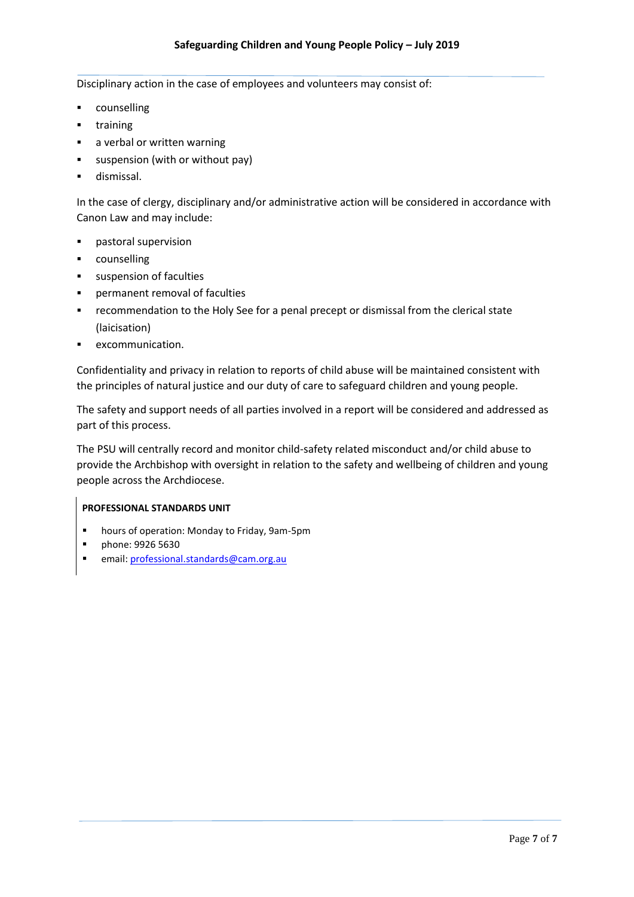Disciplinary action in the case of employees and volunteers may consist of:

- counselling
- training
- a verbal or written warning
- suspension (with or without pay)
- dismissal.

In the case of clergy, disciplinary and/or administrative action will be considered in accordance with Canon Law and may include:

- pastoral supervision
- counselling
- suspension of faculties
- permanent removal of faculties
- recommendation to the Holy See for a penal precept or dismissal from the clerical state (laicisation)
- excommunication.

Confidentiality and privacy in relation to reports of child abuse will be maintained consistent with the principles of natural justice and our duty of care to safeguard children and young people.

The safety and support needs of all parties involved in a report will be considered and addressed as part of this process.

The PSU will centrally record and monitor child-safety related misconduct and/or child abuse to provide the Archbishop with oversight in relation to the safety and wellbeing of children and young people across the Archdiocese.

**PROFESSIONAL STANDARDS UNIT**

- hours of operation: Monday to Friday, 9am-5pm
- phone: 9926 5630
- email: professional.standards@cam.org.au